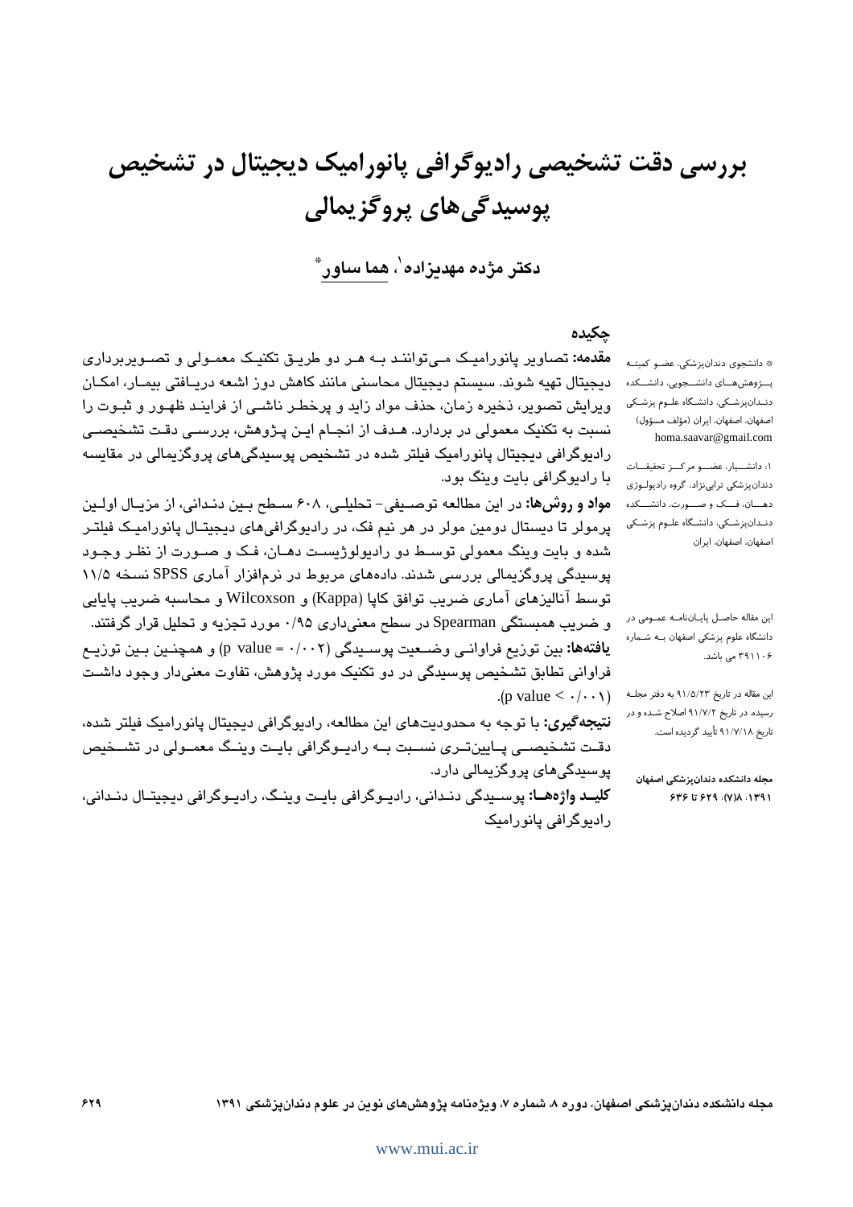# بررسی دقت تشخیصی رادیوگرافی پانورامیک دیجیتال در تشخیص پوسیدگی‌های پروگزیمالی

**دکتر مژده مهدیزاده[1]، هما ساور[*]**

## چکیده

**مقدمه:** تصاویر پانورامیک می‌توانند به هر دو طریق تکنیک معمولی و تصویربرداری دیجیتال تهیه شوند. سیستم دیجیتال محاسنی مانند کاهش دوز اشعه دریافتی بیمار، امکان ویرایش تصویر، ذخیره زمان، حذف مواد زاید و پرخطر ناشی از فرایند ظهور و ثبوت را نسبت به تکنیک معمولی در بردارد. هدف از انجام این پژوهش، بررسی دقت تشخیصی رادیوگرافی دیجیتال پانورامیک فیلتر شده در تشخیص پوسیدگی‌های پروگزیمالی در مقایسه با رادیوگرافی بایت وینگ بود.

**مواد و روش‌ها:** در این مطالعه توصیفی- تحلیلی، ۶۰۸ سطح بین دندانی، از مزیال اولین پرمولر تا دیستال دومین مولر در هر نیم فک، در رادیوگرافی‌های دیجیتال پانورامیک فیلتر شده و بایت وینگ معمولی توسط دو رادیولوژیست دهان، فک و صورت از نظر وجود پوسیدگی پروگزیمالی بررسی شدند. داده‌های مربوط در نرم‌افزار آماری SPSS نسخه ۱۱/۵ توسط آنالیزهای آماری ضریب توافق کاپا (Kappa) و Wilcoxon و محاسبه ضریب پایایی و ضریب همبستگی Spearman در سطح معنی‌داری ۰/۹۵ مورد تجزیه و تحلیل قرار گرفتند.

**یافته‌ها:** بین توزیع فراوانی وضعیت پوسیدگی (p value = ۰/۰۰۲) و همچنین بین توزیع فراوانی تطابق تشخیص پوسیدگی در دو تکنیک مورد پژوهش، تفاوت معنی‌دار وجود داشت (p value < ۰/۰۰۱).

**نتیجه‌گیری:** با توجه به محدودیت‌های این مطالعه، رادیوگرافی دیجیتال پانورامیک فیلتر شده، دقت تشخیصی پایین‌تری نسبت به رادیوگرافی بایت وینگ معمولی در تشخیص پوسیدگی‌های پروگزیمالی دارد.

**کلید واژه‌ها:** پوسیدگی دندانی، رادیوگرافی بایت وینگ، رادیوگرافی دیجیتال دندانی، رادیوگرافی پانورامیک

---

[*] دانشجوی دندانپزشکی، عضو کمیته پژوهش‌های دانشجویی، دانشکده دندانپزشکی، دانشگاه علوم پزشکی اصفهان، اصفهان، ایران (مؤلف مسؤول)
homa.saavar@gmail.com

[1]: دانشیار، عضو مرکز تحقیقات دندانپزشکی ترابی‌نژاد، گروه رادیولوژی دهان، فک و صورت، دانشکده دندانپزشکی، دانشگاه علوم پزشکی اصفهان، اصفهان، ایران

این مقاله حاصل پایان‌نامه عمومی در دانشگاه علوم پزشکی اصفهان به شماره ۳۹۱۱۰۶ می باشد.

این مقاله در تاریخ ۹۱/۵/۲۳ به دفتر مجله رسیده، در تاریخ ۹۱/۷/۲ اصلاح شده و در تاریخ ۹۱/۷/۱۸ تأیید گردیده است.

مجله دانشکده دندانپزشکی اصفهان
۱۳۹۱؛ ۸(۷): ۶۲۹ تا ۶۳۶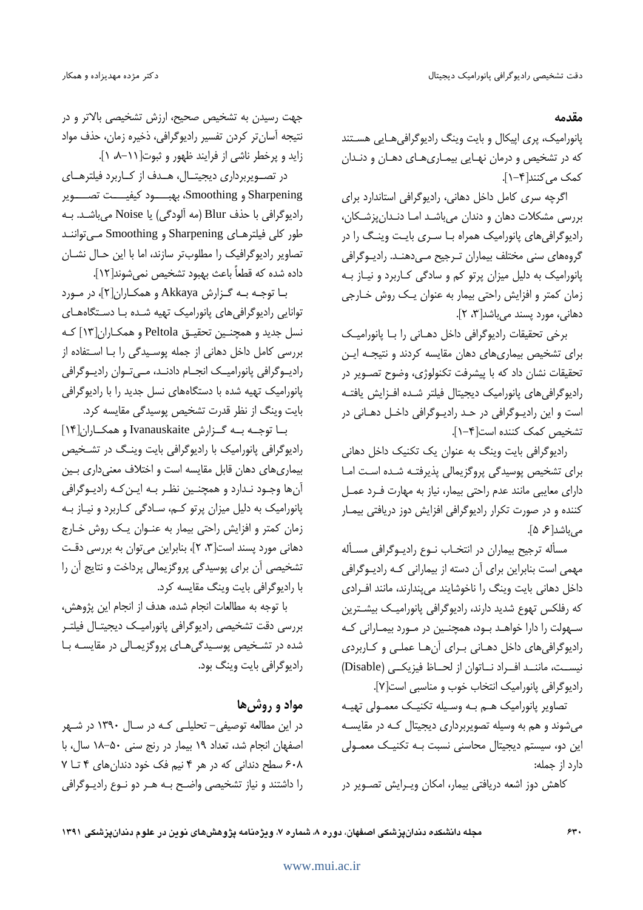## مقدمه

پانورامیک، پری اپیکال و بایت وینگ رادیوگرافی‌هایی هستند که در تشخیص و درمان نهایی بیماری‌های دهان و دندان کمک می‌کنند[۴-۱].

اگرچه سری کامل داخل دهانی، رادیوگرافی استاندارد برای بررسی مشکلات دهان و دندان می‌باشد اما دندانپزشکان، رادیوگرافی‌های پانورامیک همراه با سری بایت وینگ را در گروه‌های سنی مختلف بیماران ترجیح می‌دهند. رادیوگرافی پانورامیک به دلیل میزان پرتو کم و سادگی کاربرد و نیاز به زمان کمتر و افزایش راحتی بیمار به عنوان یک روش خارجی دهانی، مورد پسند می‌باشد[۳، ۲].

برخی تحقیقات رادیوگرافی داخل دهانی را با پانورامیک برای تشخیص بیماری‌های دهان مقایسه کردند و نتیجه این تحقیقات نشان داد که با پیشرفت تکنولوژی، وضوح تصویر در رادیوگرافی‌های پانورامیک دیجیتال فیلتر شده افزایش یافته است و این رادیوگرافی در حد رادیوگرافی داخل دهانی در تشخیص کمک کننده است[۴-۱].

رادیوگرافی بایت وینگ به عنوان یک تکنیک داخل دهانی برای تشخیص پوسیدگی پروگزیمالی پذیرفته شده است اما دارای معایبی مانند عدم راحتی بیمار، نیاز به مهارت فرد عمل کننده و در صورت تکرار رادیوگرافی افزایش دوز دریافتی بیمار می‌باشد[۶، ۵].

مسأله ترجیح بیماران در انتخاب نوع رادیوگرافی مسأله مهمی است بنابراین برای آن دسته از بیمارانی که رادیوگرافی داخل دهانی بایت وینگ را ناخوشایند می‌پندارند، مانند افرادی که رفلکس تهوع شدید دارند، رادیوگرافی پانورامیک بیشترین سهولت را دارا خواهد بود، همچنین در مورد بیمارانی که رادیوگرافی‌های داخل دهانی برای آن‌ها عملی و کاربردی نیست، مانند افراد ناتوان از لحاظ فیزیکی (Disable) رادیوگرافی پانورامیک انتخاب خوب و مناسبی است[۷].

تصاویر پانورامیک هم به وسیله تکنیک معمولی تهیه می‌شوند و هم به وسیله تصویربرداری دیجیتال که در مقایسه این دو، سیستم دیجیتال محاسنی نسبت به تکنیک معمولی دارد از جمله:

کاهش دوز اشعه دریافتی بیمار، امکان ویرایش تصویر در جهت رسیدن به تشخیص صحیح، ارزش تشخیصی بالاتر و در نتیجه آسان‌تر کردن تفسیر رادیوگرافی، ذخیره زمان، حذف مواد زاید و پرخطر ناشی از فرایند ظهور و ثبوت[۱۱-۸، ۱].

در تصویربرداری دیجیتال، هدف از کاربرد فیلترهای Sharpening و Smoothing، بهبود کیفیت تصویر رادیوگرافی با حذف Blur (مه آلودگی) یا Noise می‌باشد. به طور کلی فیلترهای Sharpening و Smoothing می‌توانند تصاویر رادیوگرافیک را مطلوب‌تر سازند، اما با این حال نشان داده شده که قطعاً باعث بهبود تشخیص نمی‌شوند[۱۲].

با توجه به گزارش Akkaya و همکاران[۲]، در مورد توانایی رادیوگرافی‌های پانورامیک تهیه شده با دستگاه‌های نسل جدید و همچنین تحقیق Peltola و همکاران[۱۳] که بررسی کامل داخل دهانی از جمله پوسیدگی را با استفاده از رادیوگرافی پانورامیک انجام دادند، می‌توان رادیوگرافی پانورامیک تهیه شده با دستگاه‌های نسل جدید را با رادیوگرافی بایت وینگ از نظر قدرت تشخیص پوسیدگی مقایسه کرد.

با توجه به گزارش Ivanauskaite و همکاران[۱۴] رادیوگرافی پانورامیک با رادیوگرافی بایت وینگ در تشخیص بیماری‌های دهان قابل مقایسه است و اختلاف معنی‌داری بین آن‌ها وجود ندارد و همچنین نظر به این‌که رادیوگرافی پانورامیک به دلیل میزان پرتو کم، سادگی کاربرد و نیاز به زمان کمتر و افزایش راحتی بیمار به عنوان یک روش خارج دهانی مورد پسند است[۳، ۲]، بنابراین می‌توان به بررسی دقت تشخیصی آن برای پوسیدگی پروگزیمالی پرداخت و نتایج آن را با رادیوگرافی بایت وینگ مقایسه کرد.

با توجه به مطالعات انجام شده، هدف از انجام این پژوهش، بررسی دقت تشخیصی رادیوگرافی پانورامیک دیجیتال فیلتر شده در تشخیص پوسیدگی‌های پروگزیمالی در مقایسه با رادیوگرافی بایت وینگ بود.

## مواد و روش‌ها

در این مطالعه توصیفی- تحلیلی که در سال ۱۳۹۰ در شهر اصفهان انجام شد، تعداد ۱۹ بیمار در رنج سنی ۵۰-۱۸ سال، با ۶۰۸ سطح دندانی که در هر ۴ نیم فک خود دندان‌های ۴ تا ۷ را داشتند و نیاز تشخیصی واضح به هر دو نوع رادیوگرافی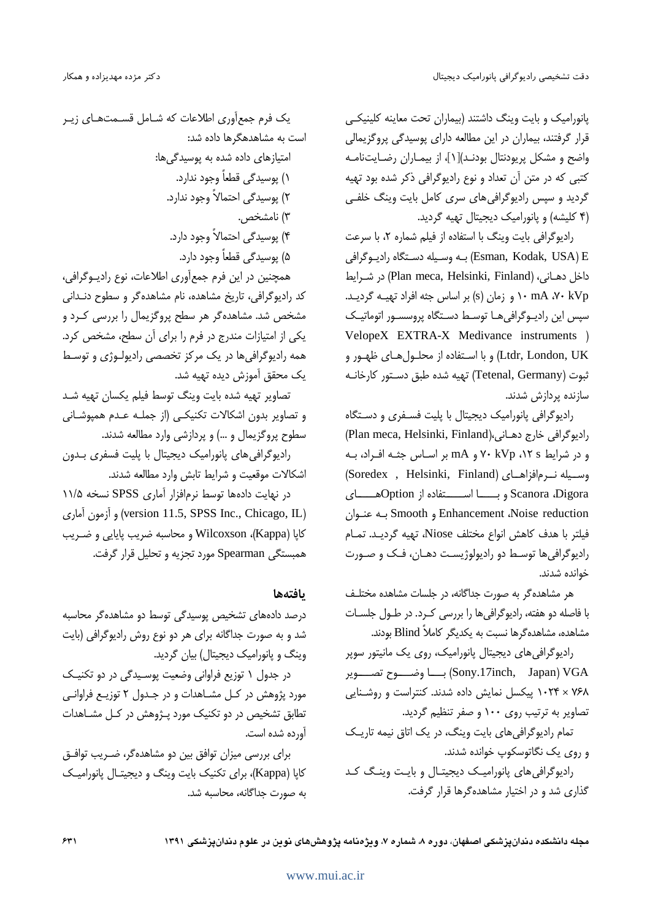پانورامیک و بایت وینگ داشتند (بیماران تحت معاینه کلینیکی قرار گرفتند، بیماران در این مطالعه دارای پوسیدگی پروگزیمالی واضح و مشکل پریودنتال بودند)[۱]، از بیماران رضایت‌نامه کتبی که در متن آن تعداد و نوع رادیوگرافی ذکر شده بود تهیه گردید و سپس رادیوگرافی‌های سری کامل بایت وینگ خلفی (۴ کلیشه) و پانورامیک دیجیتال تهیه گردید.

رادیوگرافی بایت وینگ با استفاده از فیلم شماره ۲، با سرعت E (Esman, Kodak, USA) به وسیله دستگاه رادیوگرافی داخل دهانی، (Plan meca, Helsinki, Finland) در شرایط ۷۰ kVp، ۱۰ mA و زمان (s) بر اساس جثه افراد تهیه گردید. سپس این رادیوگرافی‌ها توسط دستگاه پروسسور اتوماتیک VelopeX EXTRA-X Medivance instruments (Ltdr, London, UK) و با استفاده از محلول‌های ظهور و ثبوت (Tetenal, Germany) تهیه شده طبق دستور کارخانه سازنده پردازش شدند.

رادیوگرافی پانورامیک دیجیتال با پلیت فسفری و دستگاه رادیوگرافی خارج دهانی،(Plan meca, Helsinki, Finland) و در شرایط ۱۲ s، ۷۰ kVp و mA بر اساس جثه افراد، به وسیله نرم‌افزارهای (Soredex , Helsinki, Finland) Digora، Scanora و با استفاده از Optionهای Noise reduction، Enhancement و Smooth به عنوان فیلتر با هدف کاهش انواع مختلف Niose، تهیه گردید. تمام رادیوگرافی‌ها توسط دو رادیولوژیست دهان، فک و صورت خوانده شدند.

هر مشاهده‌گر به صورت جداگانه، در جلسات مشاهده مختلف با فاصله دو هفته، رادیوگرافی‌ها را بررسی کرد. در طول جلسات مشاهده، مشاهده‌گرها نسبت به یکدیگر کاملاً Blind بودند.

رادیوگرافی‌های دیجیتال پانورامیک، روی یک مانیتور سوپر VGA (Sony.17inch, Japan) با وضوح تصویر ۷۶۸ × ۱۰۲۴ پیکسل نمایش داده شدند. کنتراست و روشنایی تصاویر به ترتیب روی ۱۰۰ و صفر تنظیم گردید.

تمام رادیوگرافی‌های بایت وینگ، در یک اتاق نیمه تاریک و روی یک نگاتوسکوپ خوانده شدند.

رادیوگرافی‌های پانورامیک دیجیتال و بایت وینگ کد گذاری شد و در اختیار مشاهده‌گرها قرار گرفت.

یک فرم جمع‌آوری اطلاعات که شامل قسمت‌های زیر است به مشاهده‌گرها داده شد:

امتیازهای داده شده به پوسیدگی‌ها:

۱) پوسیدگی قطعاً وجود ندارد.
۲) پوسیدگی احتمالاً وجود ندارد.
۳) نامشخص.
۴) پوسیدگی احتمالاً وجود دارد.
۵) پوسیدگی قطعاً وجود دارد.

همچنین در این فرم جمع‌آوری اطلاعات، نوع رادیوگرافی، کد رادیوگرافی، تاریخ مشاهده، نام مشاهده‌گر و سطوح دندانی مشخص شد. مشاهده‌گر هر سطح پروگزیمال را بررسی کرد و یکی از امتیازات مندرج در فرم را برای آن سطح، مشخص کرد. همه رادیوگرافی‌ها در یک مرکز تخصصی رادیولوژی و توسط یک محقق آموزش دیده تهیه شد.

تصاویر تهیه شده بایت وینگ توسط فیلم یکسان تهیه شد و تصاویر بدون اشکالات تکنیکی (از جمله عدم همپوشانی سطوح پروگزیمال و ...) و پردازشی وارد مطالعه شدند.

رادیوگرافی‌های پانورامیک دیجیتال با پلیت فسفری بدون اشکالات موقعیت و شرایط تابش وارد مطالعه شدند.

در نهایت داده‌ها توسط نرم‌افزار آماری SPSS نسخه ۱۱/۵ (version 11.5, SPSS Inc., Chicago, IL) و آزمون آماری کاپا (Kappa)، Wilcoxson و محاسبه ضریب پایایی و ضریب همبستگی Spearman مورد تجزیه و تحلیل قرار گرفت.

## یافته‌ها

درصد داده‌های تشخیص پوسیدگی توسط دو مشاهده‌گر محاسبه شد و به صورت جداگانه برای هر دو نوع روش رادیوگرافی (بایت وینگ و پانورامیک دیجیتال) بیان گردید.

در جدول ۱ توزیع فراوانی وضعیت پوسیدگی در دو تکنیک مورد پژوهش در کل مشاهدات و در جدول ۲ توزیع فراوانی تطابق تشخیص در دو تکنیک مورد پژوهش در کل مشاهدات آورده شده است.

برای بررسی میزان توافق بین دو مشاهده‌گر، ضریب توافق کاپا (Kappa)، برای تکنیک بایت وینگ و دیجیتال پانورامیک به صورت جداگانه، محاسبه شد.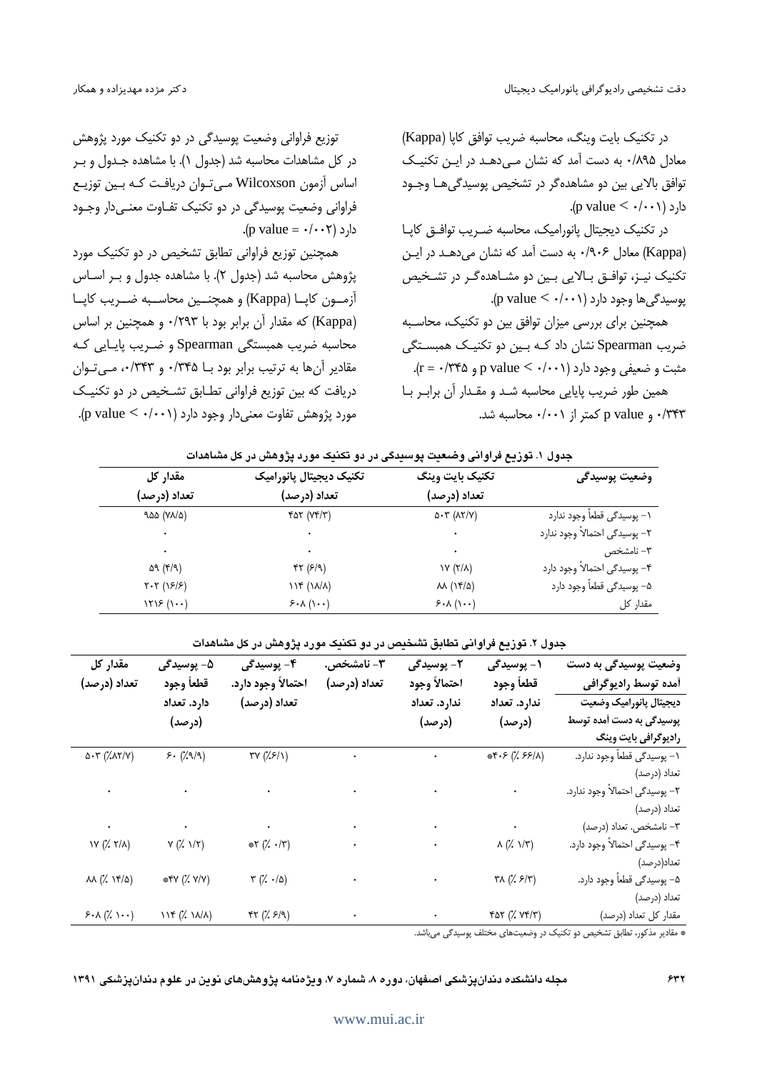در تکنیک بایت وینگ، محاسبه ضریب توافق کاپا (Kappa) معادل ۰/۸۹۵ به دست آمد که نشان می‌دهد در این تکنیک توافق بالایی بین دو مشاهده‌گر در تشخیص پوسیدگی‌ها وجود دارد (p value < ۰/۰۰۱).

در تکنیک دیجیتال پانورامیک، محاسبه ضریب توافق کاپا (Kappa) معادل ۰/۹۰۶ به دست آمد که نشان می‌دهد در این تکنیک نیز، توافق بالایی بین دو مشاهده‌گر در تشخیص پوسیدگی‌ها وجود دارد (p value < ۰/۰۰۱).

همچنین برای بررسی میزان توافق بین دو تکنیک، محاسبه ضریب Spearman نشان داد که بین دو تکنیک همبستگی مثبت و ضعیفی وجود دارد (p value < ۰/۰۰۱ و r = ۰/۳۴۵).

همین طور ضریب پایایی محاسبه شد و مقدار آن برابر با ۰/۳۴۳ و p value کمتر از ۰/۰۰۱ محاسبه شد.

توزیع فراوانی وضعیت پوسیدگی در دو تکنیک مورد پژوهش در کل مشاهدات محاسبه شد (جدول ۱). با مشاهده جدول و بر اساس آزمون Wilcoxson می‌توان دریافت که بین توزیع فراوانی وضعیت پوسیدگی در دو تکنیک تفاوت معنی‌دار وجود دارد (p value = ۰/۰۰۲).

همچنین توزیع فراوانی تطابق تشخیص در دو تکنیک مورد پژوهش محاسبه شد (جدول ۲). با مشاهده جدول و بر اساس آزمون کاپا (Kappa) و همچنین محاسبه ضریب کاپا (Kappa) که مقدار آن برابر بود با ۰/۲۹۳ و همچنین بر اساس محاسبه ضریب همبستگی Spearman و ضریب پایایی که مقادیر آن‌ها به ترتیب برابر بود با ۰/۳۴۵ و ۰/۳۴۳، می‌توان دریافت که بین توزیع فراوانی تطابق تشخیص در دو تکنیک مورد پژوهش تفاوت معنی‌دار وجود دارد (p value < ۰/۰۰۱).

**جدول ۱. توزیع فراوانی وضعیت پوسیدگی در دو تکنیک مورد پژوهش در کل مشاهدات**

| وضعیت پوسیدگی | تکنیک بایت وینگ تعداد (درصد) | تکنیک دیجیتال پانورامیک تعداد (درصد) | مقدار کل تعداد (درصد) |
|---|---|---|---|
| ۱- پوسیدگی قطعاً وجود ندارد | ۵۰۳ (۸۲/۷) | ۴۵۲ (۷۴/۳) | ۹۵۵ (۷۸/۵) |
| ۲- پوسیدگی احتمالاً وجود ندارد | ۰ | ۰ | ۰ |
| ۳- نامشخص | ۰ | ۰ | ۰ |
| ۴- پوسیدگی احتمالاً وجود دارد | ۱۷ (۲/۸) | ۴۲ (۶/۹) | ۵۹ (۴/۹) |
| ۵- پوسیدگی قطعاً وجود دارد | ۸۸ (۱۴/۵) | ۱۱۴ (۱۸/۸) | ۲۰۲ (۱۶/۶) |
| مقدار کل | ۶۰۸ (۱۰۰) | ۶۰۸ (۱۰۰) | ۱۲۱۶ (۱۰۰) |

**جدول ۲. توزیع فراوانی تطابق تشخیص در دو تکنیک مورد پژوهش در کل مشاهدات**

| وضعیت پوسیدگی به دست آمده توسط رادیوگرافی دیجیتال پانورامیک وضعیت پوسیدگی به دست آمده توسط رادیوگرافی بایت وینگ | ۱- پوسیدگی قطعاً وجود ندارد. تعداد (درصد) | ۲- پوسیدگی احتمالاً وجود ندارد. تعداد (درصد) | ۳- نامشخص. تعداد (درصد) | ۴- پوسیدگی احتمالاً وجود دارد. تعداد (درصد) | ۵- پوسیدگی قطعاً وجود دارد. تعداد (درصد) | مقدار کل تعداد (درصد) |
|---|---|---|---|---|---|---|
| ۱- پوسیدگی قطعاً وجود ندارد. تعداد (درصد) | *۴۰۶ (٪ ۶۶/۸) | ۰ | ۰ | ۳۷ (٪۶/۱) | ۶۰ (٪۹/۹) | ۵۰۳ (٪۸۲/۷) |
| ۲- پوسیدگی احتمالاً وجود ندارد. تعداد (درصد) | ۰ | ۰ | ۰ | ۰ | ۰ | ۰ |
| ۳- نامشخص. تعداد (درصد) | ۰ | ۰ | ۰ | ۰ | ۰ | ۰ |
| ۴- پوسیدگی احتمالاً وجود دارد. تعداد(درصد) | ۸ (٪ ۱/۳) | ۰ | ۰ | *۲ (٪ ۰/۳) | ۷ (٪ ۱/۲) | ۱۷ (٪ ۲/۸) |
| ۵- پوسیدگی قطعاً وجود دارد. تعداد (درصد) | ۳۸ (٪ ۶/۳) | ۰ | ۰ | ۳ (٪ ۰/۵) | *۴۷ (٪ ۷/۷) | ۸۸ (٪ ۱۴/۵) |
| مقدار کل تعداد (درصد) | ۴۵۲ (٪ ۷۴/۳) | ۰ | ۰ | ۴۲ (٪ ۶/۹) | ۱۱۴ (٪ ۱۸/۸) | ۶۰۸ (٪ ۱۰۰) |

* مقادیر مذکور، تطابق تشخیص دو تکنیک در وضعیت‌های مختلف پوسیدگی می‌باشد.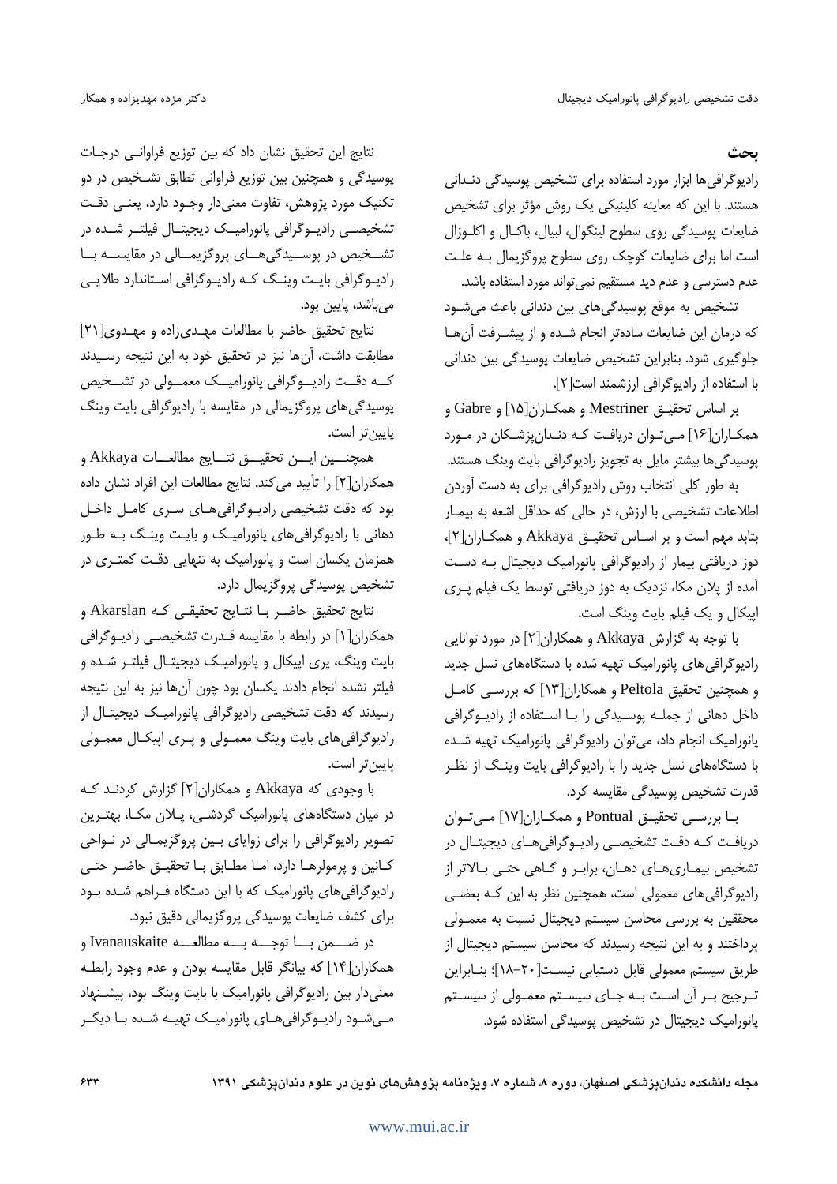## بحث

رادیوگرافی‌ها ابزار مورد استفاده برای تشخیص پوسیدگی دندانی هستند. با این که معاینه کلینیکی یک روش مؤثر برای تشخیص ضایعات پوسیدگی روی سطوح لینگوال، لبیال، باکال و اکلوزال است اما برای ضایعات کوچک روی سطوح پروگزیمال به علت عدم دسترسی و عدم دید مستقیم نمی‌تواند مورد استفاده باشد.

تشخیص به موقع پوسیدگی‌های بین دندانی باعث می‌شود که درمان این ضایعات ساده‌تر انجام شده و از پیشرفت آن‌ها جلوگیری شود. بنابراین تشخیص ضایعات پوسیدگی بین دندانی با استفاده از رادیوگرافی ارزشمند است[۲].

بر اساس تحقیق Mestriner و همکاران[۱۵] و Gabre و همکاران[۱۶] می‌توان دریافت که دندان‌پزشکان در مورد پوسیدگی‌ها بیشتر مایل به تجویز رادیوگرافی بایت وینگ هستند.

به طور کلی انتخاب روش رادیوگرافی برای به دست آوردن اطلاعات تشخیصی با ارزش، در حالی که حداقل اشعه به بیمار بتابد مهم است و بر اساس تحقیق Akkaya و همکاران[۲]، دوز دریافتی بیمار از رادیوگرافی پانورامیک دیجیتال به دست آمده از پلان مکا، نزدیک به دوز دریافتی توسط یک فیلم پری اپیکال و یک فیلم بایت وینگ است.

با توجه به گزارش Akkaya و همکاران[۲] در مورد توانایی رادیوگرافی‌های پانورامیک تهیه شده با دستگاه‌های نسل جدید و همچنین تحقیق Peltola و همکاران[۱۳] که بررسی کامل داخل دهانی از جمله پوسیدگی را با استفاده از رادیوگرافی پانورامیک انجام داد، می‌توان رادیوگرافی پانورامیک تهیه شده با دستگاه‌های نسل جدید را با رادیوگرافی بایت وینگ از نظر قدرت تشخیص پوسیدگی مقایسه کرد.

با بررسی تحقیق Pontual و همکاران[۱۷] می‌توان دریافت که دقت تشخیصی رادیوگرافی‌های دیجیتال در تشخیص بیماری‌های دهان، برابر و گاهی حتی بالاتر از رادیوگرافی‌های معمولی است، همچنین نظر به این که بعضی محققین به بررسی محاسن سیستم دیجیتال نسبت به معمولی پرداختند و به این نتیجه رسیدند که محاسن سیستم دیجیتال از طریق سیستم معمولی قابل دستیابی نیست[۱۸–۲۰]؛ بنابراین ترجیح بر آن است به جای سیستم معمولی از سیستم پانورامیک دیجیتال در تشخیص پوسیدگی استفاده شود.

نتایج این تحقیق نشان داد که بین توزیع فراوانی درجات پوسیدگی و همچنین بین توزیع فراوانی تطابق تشخیص در دو تکنیک مورد پژوهش، تفاوت معنی‌دار وجود دارد، یعنی دقت تشخیصی رادیوگرافی پانورامیک دیجیتال فیلتر شده در تشخیص در پوسیدگی‌های پروگزیمالی در مقایسه با رادیوگرافی بایت وینگ که رادیوگرافی استاندارد طلایی می‌باشد، پایین بود.

نتایج تحقیق حاضر با مطالعات مهدی‌زاده و مهدوی[۲۱] مطابقت داشت، آن‌ها نیز در تحقیق خود به این نتیجه رسیدند که دقت رادیوگرافی پانورامیک معمولی در تشخیص پوسیدگی‌های پروگزیمالی در مقایسه با رادیوگرافی بایت وینگ پایین‌تر است.

همچنین این تحقیق نتایج مطالعات Akkaya و همکاران[۲] را تأیید می‌کند. نتایج مطالعات این افراد نشان داده بود که دقت تشخیصی رادیوگرافی‌های سری کامل داخل دهانی با رادیوگرافی‌های پانورامیک و بایت وینگ به طور همزمان یکسان است و پانورامیک به تنهایی دقت کمتری در تشخیص پوسیدگی پروگزیمال دارد.

نتایج تحقیق حاضر با نتایج تحقیقی که Akarslan و همکاران[۱] در رابطه با مقایسه قدرت تشخیصی رادیوگرافی بایت وینگ، پری اپیکال و پانورامیک دیجیتال فیلتر شده و فیلتر نشده انجام دادند یکسان بود چون آن‌ها نیز به این نتیجه رسیدند که دقت تشخیصی رادیوگرافی پانورامیک دیجیتال از رادیوگرافی‌های بایت وینگ معمولی و پری اپیکال معمولی پایین‌تر است.

با وجودی که Akkaya و همکاران[۲] گزارش کردند که در میان دستگاه‌های پانورامیک گردشی، پلان مکا، بهترین تصویر رادیوگرافی را برای زوایای بین پروگزیمالی در نواحی کانین و پرمولرها دارد، اما مطابق با تحقیق حاضر حتی رادیوگرافی‌های پانورامیک که با این دستگاه فراهم شده بود برای کشف ضایعات پوسیدگی پروگزیمالی دقیق نبود.

در ضمن با توجه به مطالعه Ivanauskaite و همکاران[۱۴] که بیانگر قابل مقایسه بودن و عدم وجود رابطه معنی‌دار بین رادیوگرافی پانورامیک با بایت وینگ بود، پیشنهاد می‌شود رادیوگرافی‌های پانورامیک تهیه شده با دیگر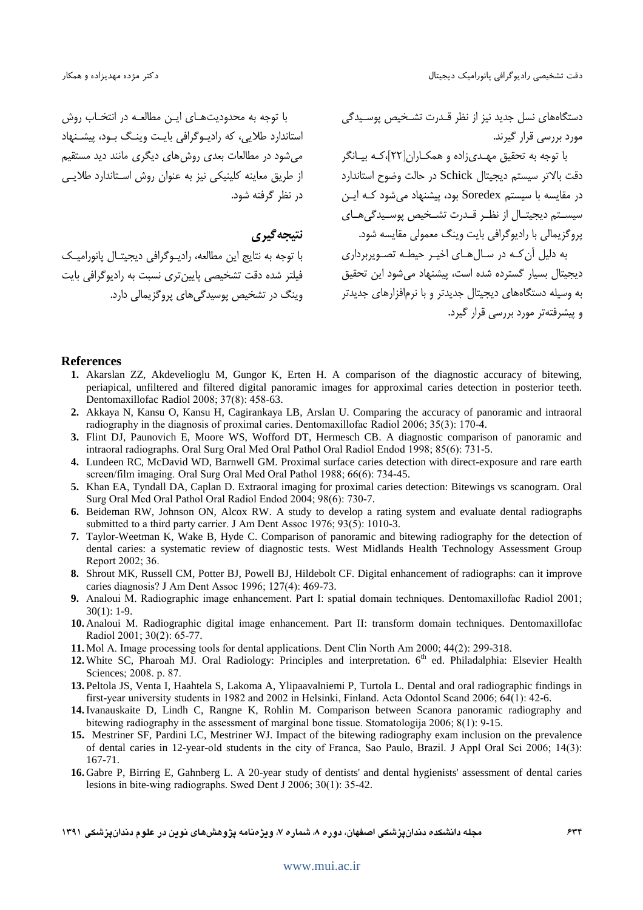دستگاه‌های نسل جدید نیز از نظر قدرت تشخیص پوسیدگی مورد بررسی قرار گیرند.

با توجه به تحقیق مهدی‌زاده و همکاران[۲۲]،که بیانگر دقت بالاتر سیستم دیجیتال Schick در حالت وضوح استاندارد در مقایسه با سیستم Soredex بود، پیشنهاد می‌شود که این سیستم دیجیتال از نظر قدرت تشخیص پوسیدگی‌های پروگزیمالی با رادیوگرافی بایت وینگ معمولی مقایسه شود.

به دلیل آن‌که در سال‌های اخیر حیطه تصویربرداری دیجیتال بسیار گسترده شده است، پیشنهاد می‌شود این تحقیق به وسیله دستگاه‌های دیجیتال جدیدتر و با نرم‌افزارهای جدیدتر و پیشرفته‌تر مورد بررسی قرار گیرد.

با توجه به محدودیت‌های این مطالعه در انتخاب روش استاندارد طلایی، که رادیوگرافی بایت وینگ بود، پیشنهاد می‌شود در مطالعات بعدی روش‌های دیگری مانند دید مستقیم از طریق معاینه کلینیکی نیز به عنوان روش استاندارد طلایی در نظر گرفته شود.

## نتیجه‌گیری

با توجه به نتایج این مطالعه، رادیوگرافی دیجیتال پانورامیک فیلتر شده دقت تشخیصی پایین‌تری نسبت به رادیوگرافی بایت وینگ در تشخیص پوسیدگی‌های پروگزیمالی دارد.

## References

1. Akarslan ZZ, Akdevelioglu M, Gungor K, Erten H. A comparison of the diagnostic accuracy of bitewing, periapical, unfiltered and filtered digital panoramic images for approximal caries detection in posterior teeth. Dentomaxillofac Radiol 2008; 37(8): 458-63.
2. Akkaya N, Kansu O, Kansu H, Cagirankaya LB, Arslan U. Comparing the accuracy of panoramic and intraoral radiography in the diagnosis of proximal caries. Dentomaxillofac Radiol 2006; 35(3): 170-4.
3. Flint DJ, Paunovich E, Moore WS, Wofford DT, Hermesch CB. A diagnostic comparison of panoramic and intraoral radiographs. Oral Surg Oral Med Oral Pathol Oral Radiol Endod 1998; 85(6): 731-5.
4. Lundeen RC, McDavid WD, Barnwell GM. Proximal surface caries detection with direct-exposure and rare earth screen/film imaging. Oral Surg Oral Med Oral Pathol 1988; 66(6): 734-45.
5. Khan EA, Tyndall DA, Caplan D. Extraoral imaging for proximal caries detection: Bitewings vs scanogram. Oral Surg Oral Med Oral Pathol Oral Radiol Endod 2004; 98(6): 730-7.
6. Beideman RW, Johnson ON, Alcox RW. A study to develop a rating system and evaluate dental radiographs submitted to a third party carrier. J Am Dent Assoc 1976; 93(5): 1010-3.
7. Taylor-Weetman K, Wake B, Hyde C. Comparison of panoramic and bitewing radiography for the detection of dental caries: a systematic review of diagnostic tests. West Midlands Health Technology Assessment Group Report 2002; 36.
8. Shrout MK, Russell CM, Potter BJ, Powell BJ, Hildebolt CF. Digital enhancement of radiographs: can it improve caries diagnosis? J Am Dent Assoc 1996; 127(4): 469-73.
9. Analoui M. Radiographic image enhancement. Part I: spatial domain techniques. Dentomaxillofac Radiol 2001; 30(1): 1-9.
10. Analoui M. Radiographic digital image enhancement. Part II: transform domain techniques. Dentomaxillofac Radiol 2001; 30(2): 65-77.
11. Mol A. Image processing tools for dental applications. Dent Clin North Am 2000; 44(2): 299-318.
12. White SC, Pharoah MJ. Oral Radiology: Principles and interpretation. 6th ed. Philadalphia: Elsevier Health Sciences; 2008. p. 87.
13. Peltola JS, Venta I, Haahtela S, Lakoma A, Ylipaavalniemi P, Turtola L. Dental and oral radiographic findings in first-year university students in 1982 and 2002 in Helsinki, Finland. Acta Odontol Scand 2006; 64(1): 42-6.
14. Ivanauskaite D, Lindh C, Rangne K, Rohlin M. Comparison between Scanora panoramic radiography and bitewing radiography in the assessment of marginal bone tissue. Stomatologija 2006; 8(1): 9-15.
15. Mestriner SF, Pardini LC, Mestriner WJ. Impact of the bitewing radiography exam inclusion on the prevalence of dental caries in 12-year-old students in the city of Franca, Sao Paulo, Brazil. J Appl Oral Sci 2006; 14(3): 167-71.
16. Gabre P, Birring E, Gahnberg L. A 20-year study of dentists' and dental hygienists' assessment of dental caries lesions in bite-wing radiographs. Swed Dent J 2006; 30(1): 35-42.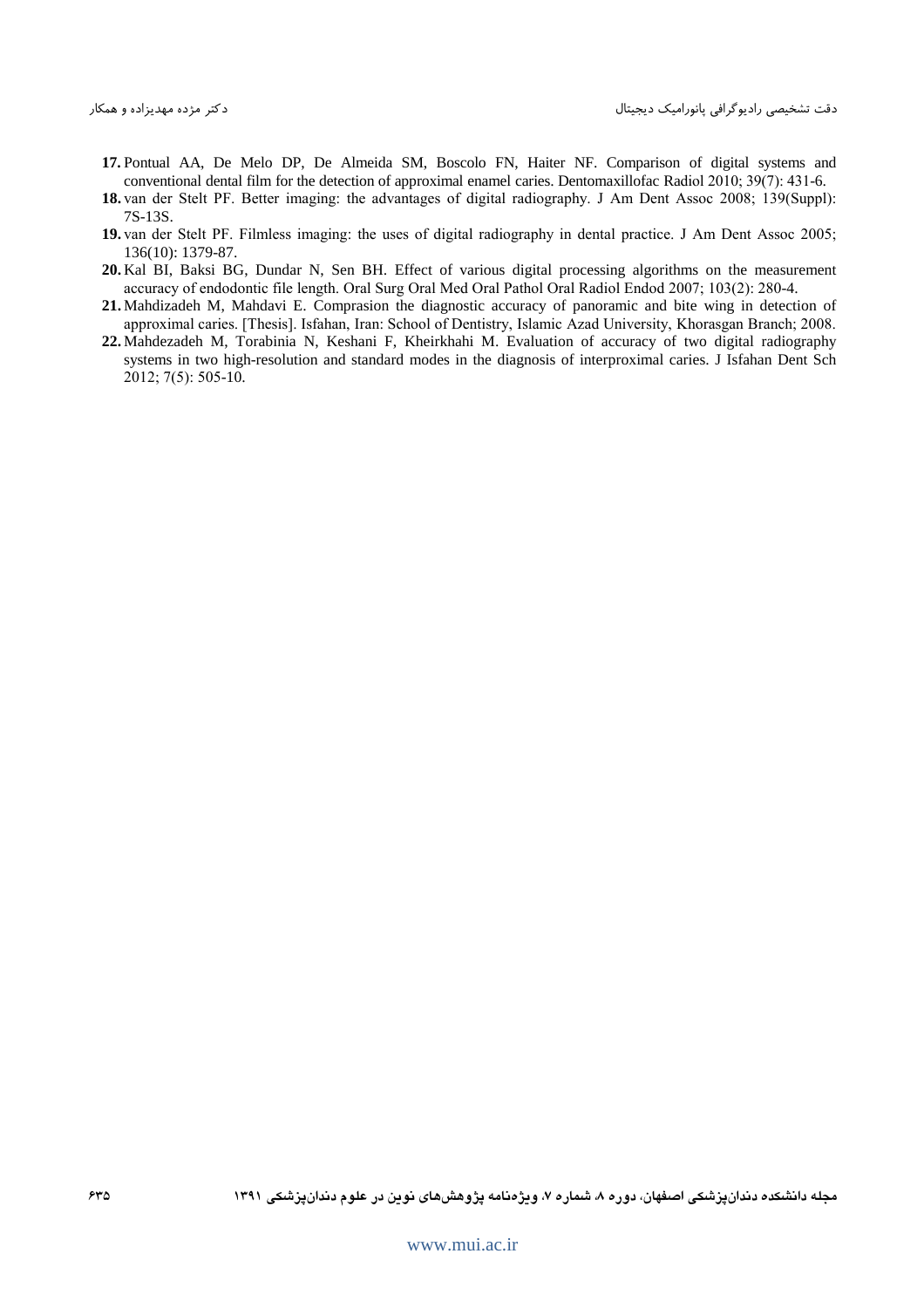17. Pontual AA, De Melo DP, De Almeida SM, Boscolo FN, Haiter NF. Comparison of digital systems and conventional dental film for the detection of approximal enamel caries. Dentomaxillofac Radiol 2010; 39(7): 431-6.
18. van der Stelt PF. Better imaging: the advantages of digital radiography. J Am Dent Assoc 2008; 139(Suppl): 7S-13S.
19. van der Stelt PF. Filmless imaging: the uses of digital radiography in dental practice. J Am Dent Assoc 2005; 136(10): 1379-87.
20. Kal BI, Baksi BG, Dundar N, Sen BH. Effect of various digital processing algorithms on the measurement accuracy of endodontic file length. Oral Surg Oral Med Oral Pathol Oral Radiol Endod 2007; 103(2): 280-4.
21. Mahdizadeh M, Mahdavi E. Comprasion the diagnostic accuracy of panoramic and bite wing in detection of approximal caries. [Thesis]. Isfahan, Iran: School of Dentistry, Islamic Azad University, Khorasgan Branch; 2008.
22. Mahdezadeh M, Torabinia N, Keshani F, Kheirkhahi M. Evaluation of accuracy of two digital radiography systems in two high-resolution and standard modes in the diagnosis of interproximal caries. J Isfahan Dent Sch 2012; 7(5): 505-10.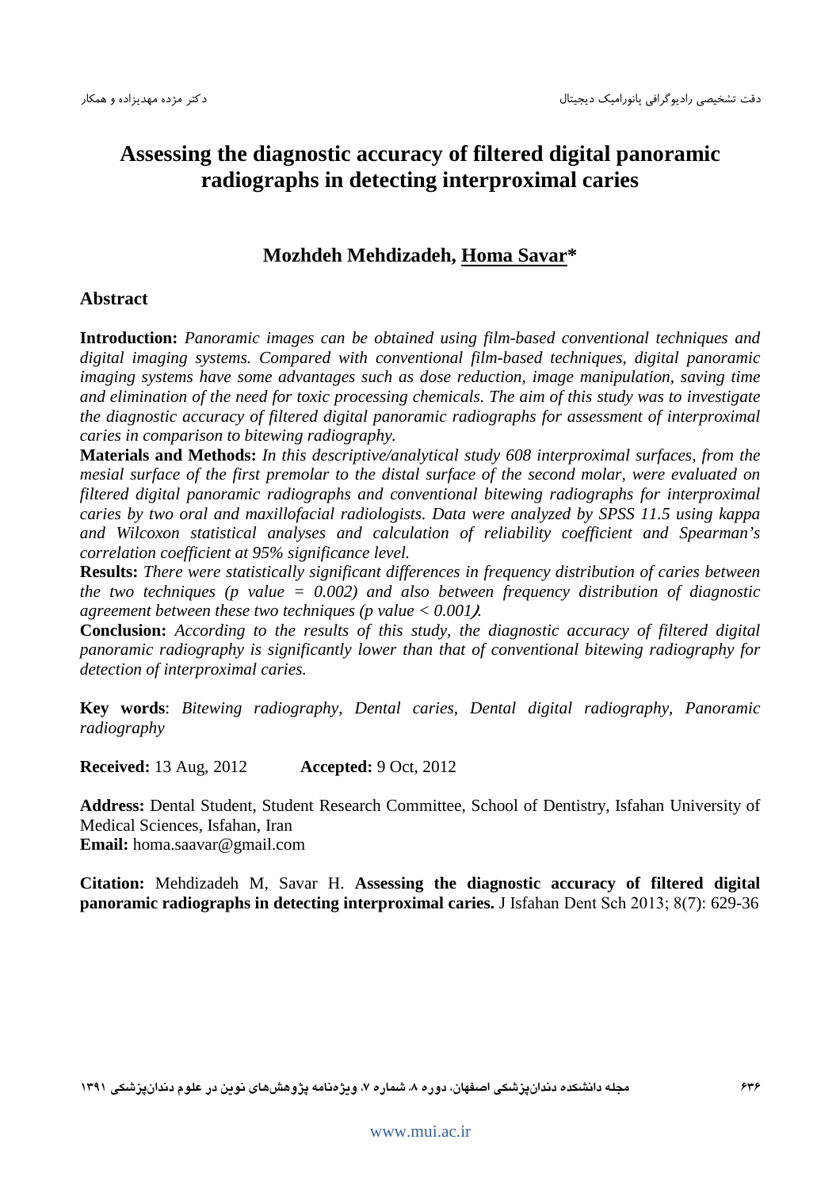# Assessing the diagnostic accuracy of filtered digital panoramic radiographs in detecting interproximal caries

## Mozhdeh Mehdizadeh, Homa Savar*

### Abstract

**Introduction:** *Panoramic images can be obtained using film-based conventional techniques and digital imaging systems. Compared with conventional film-based techniques, digital panoramic imaging systems have some advantages such as dose reduction, image manipulation, saving time and elimination of the need for toxic processing chemicals. The aim of this study was to investigate the diagnostic accuracy of filtered digital panoramic radiographs for assessment of interproximal caries in comparison to bitewing radiography.*

**Materials and Methods:** *In this descriptive/analytical study 608 interproximal surfaces, from the mesial surface of the first premolar to the distal surface of the second molar, were evaluated on filtered digital panoramic radiographs and conventional bitewing radiographs for interproximal caries by two oral and maxillofacial radiologists. Data were analyzed by SPSS 11.5 using kappa and Wilcoxon statistical analyses and calculation of reliability coefficient and Spearman's correlation coefficient at 95% significance level.*

**Results:** *There were statistically significant differences in frequency distribution of caries between the two techniques (p value = 0.002) and also between frequency distribution of diagnostic agreement between these two techniques (p value < 0.001).*

**Conclusion:** *According to the results of this study, the diagnostic accuracy of filtered digital panoramic radiography is significantly lower than that of conventional bitewing radiography for detection of interproximal caries.*

**Key words**: *Bitewing radiography, Dental caries, Dental digital radiography, Panoramic radiography*

**Received:** 13 Aug, 2012 **Accepted:** 9 Oct, 2012

**Address:** Dental Student, Student Research Committee, School of Dentistry, Isfahan University of Medical Sciences, Isfahan, Iran

**Email:** homa.saavar@gmail.com

**Citation:** Mehdizadeh M, Savar H. **Assessing the diagnostic accuracy of filtered digital panoramic radiographs in detecting interproximal caries.** J Isfahan Dent Sch 2013; 8(7): 629-36